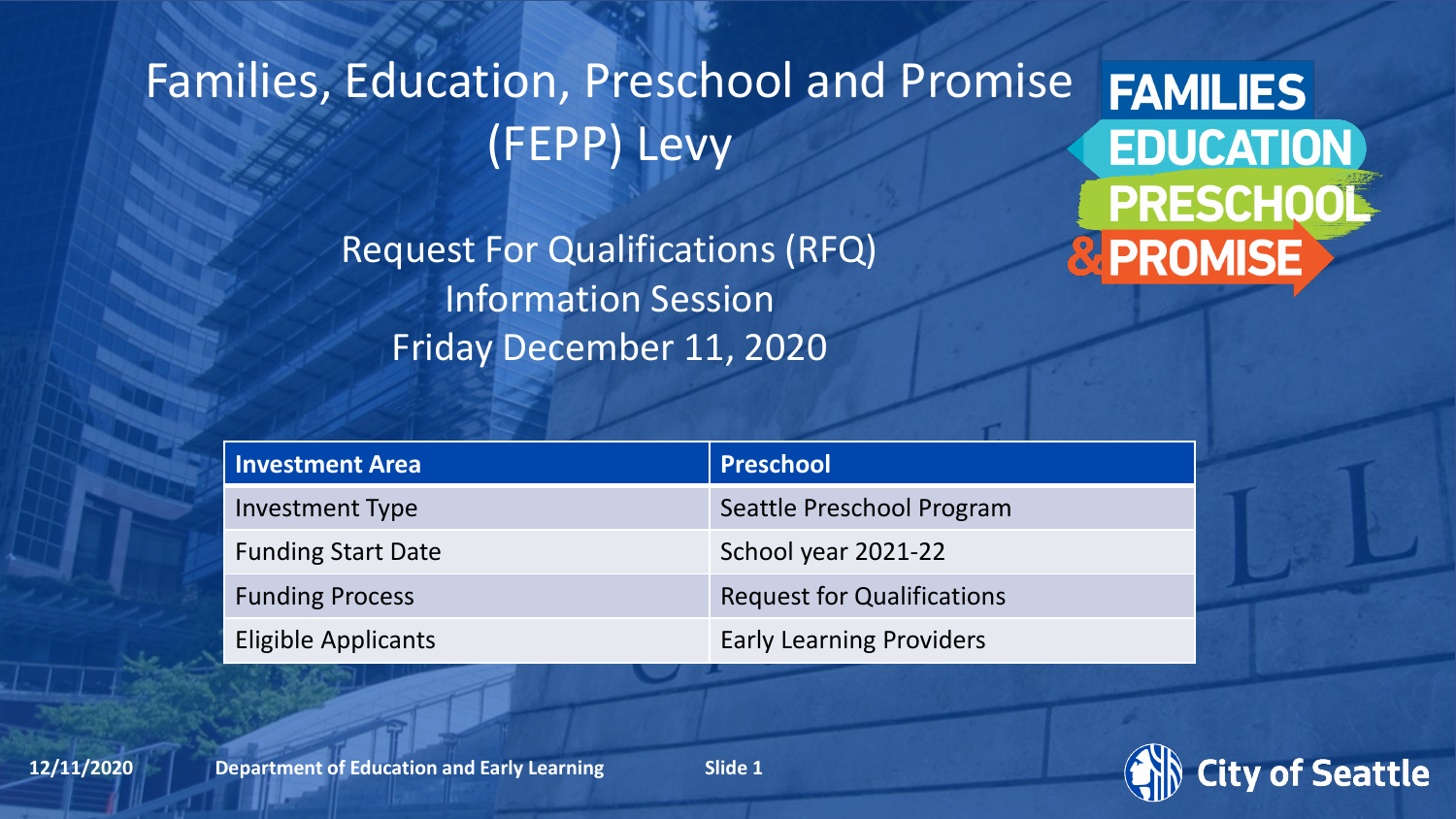# Families, Education, Preschool and Promise (FEPP) Levy

## Request For Qualifications (RFQ) Information Session

Friday December 11, 2020

| Investment Area | Preschool |
| --- | --- |
| Investment Type | Seattle Preschool Program |
| Funding Start Date | School year 2021-22 |
| Funding Process | Request for Qualifications |
| Eligible Applicants | Early Learning Providers |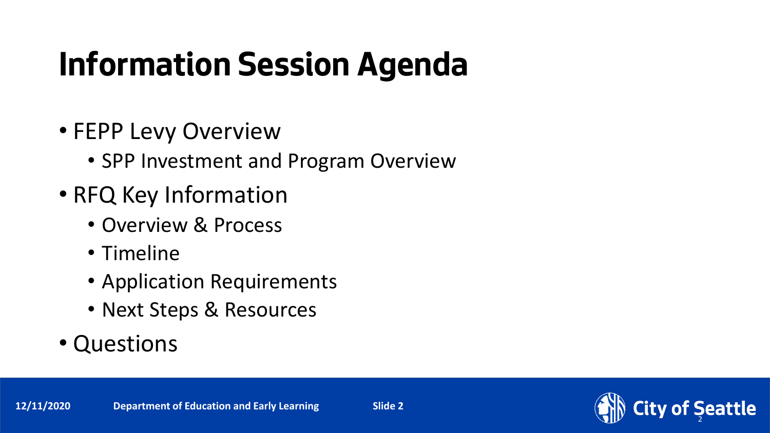# Information Session Agenda

- FEPP Levy Overview
  - SPP Investment and Program Overview
- RFQ Key Information
  - Overview & Process
  - Timeline
  - Application Requirements
  - Next Steps & Resources
- Questions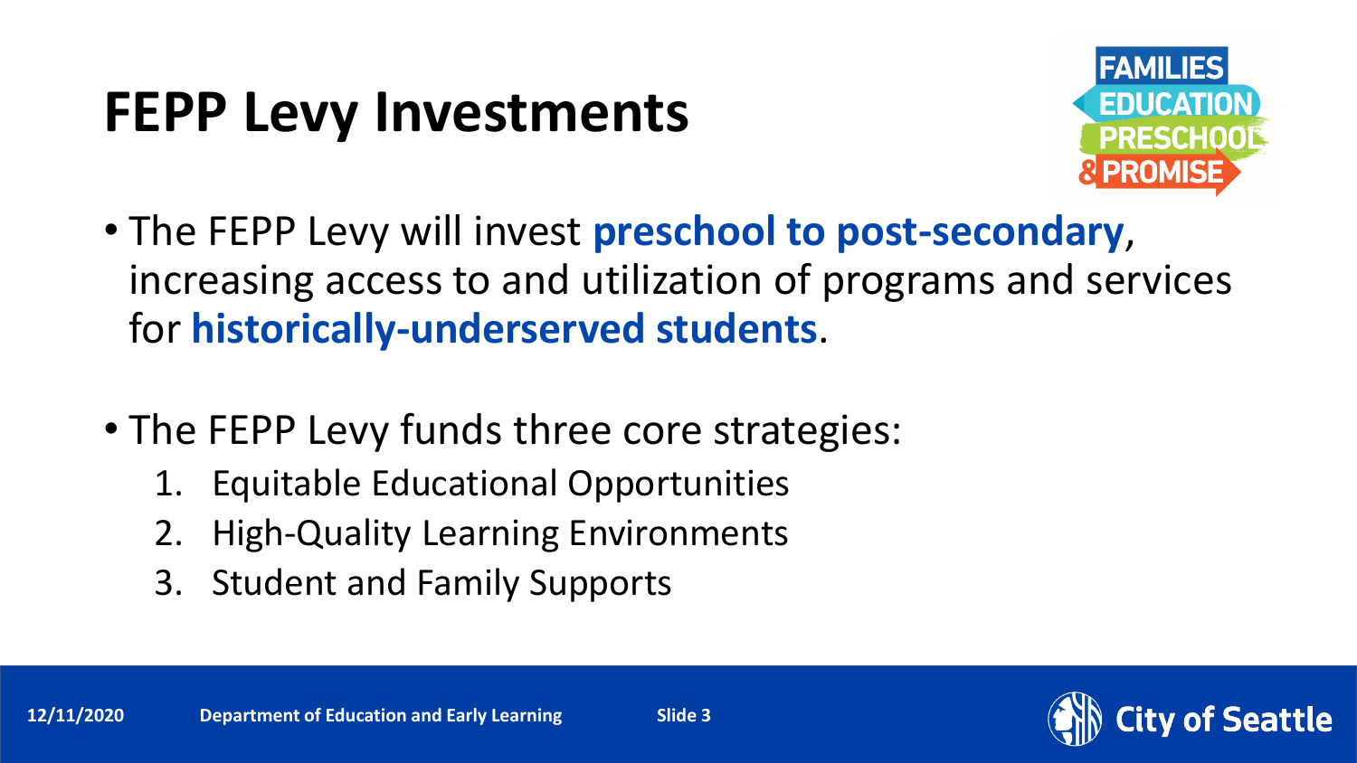# FEPP Levy Investments

- The FEPP Levy will invest **preschool to post-secondary**, increasing access to and utilization of programs and services for **historically-underserved students**.

- The FEPP Levy funds three core strategies:
  1. Equitable Educational Opportunities
  2. High-Quality Learning Environments
  3. Student and Family Supports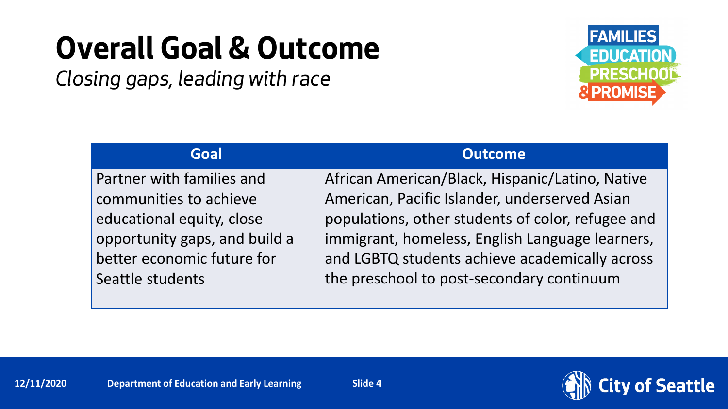# Overall Goal & Outcome

*Closing gaps, leading with race*

| Goal | Outcome |
| --- | --- |
| Partner with families and communities to achieve educational equity, close opportunity gaps, and build a better economic future for Seattle students | African American/Black, Hispanic/Latino, Native American, Pacific Islander, underserved Asian populations, other students of color, refugee and immigrant, homeless, English Language learners, and LGBTQ students achieve academically across the preschool to post-secondary continuum |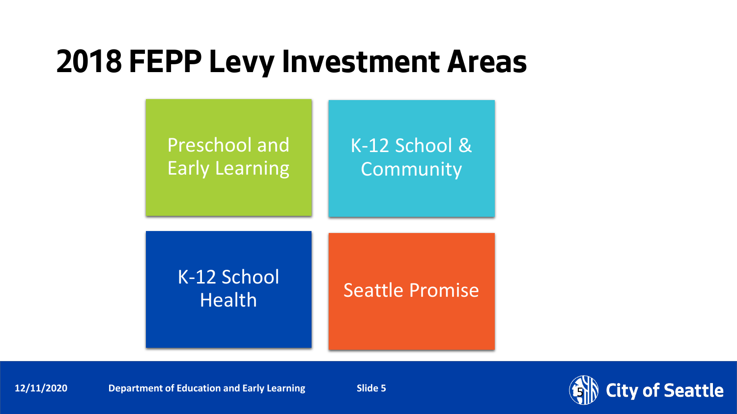# 2018 FEPP Levy Investment Areas

- Preschool and Early Learning
- K-12 School & Community
- K-12 School Health
- Seattle Promise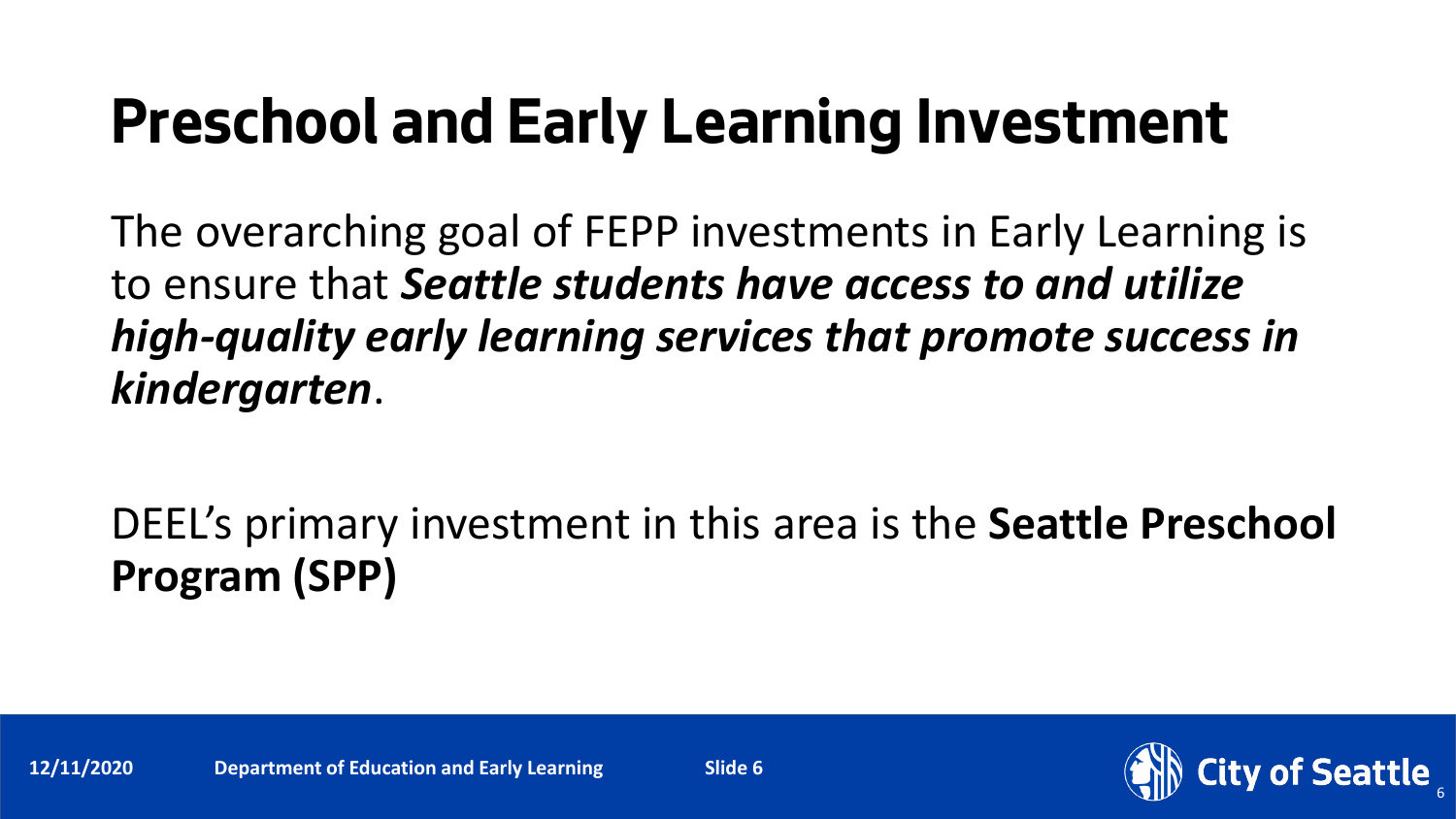# Preschool and Early Learning Investment

The overarching goal of FEPP investments in Early Learning is to ensure that ***Seattle students have access to and utilize high-quality early learning services that promote success in kindergarten***.

DEEL's primary investment in this area is the **Seattle Preschool Program (SPP)**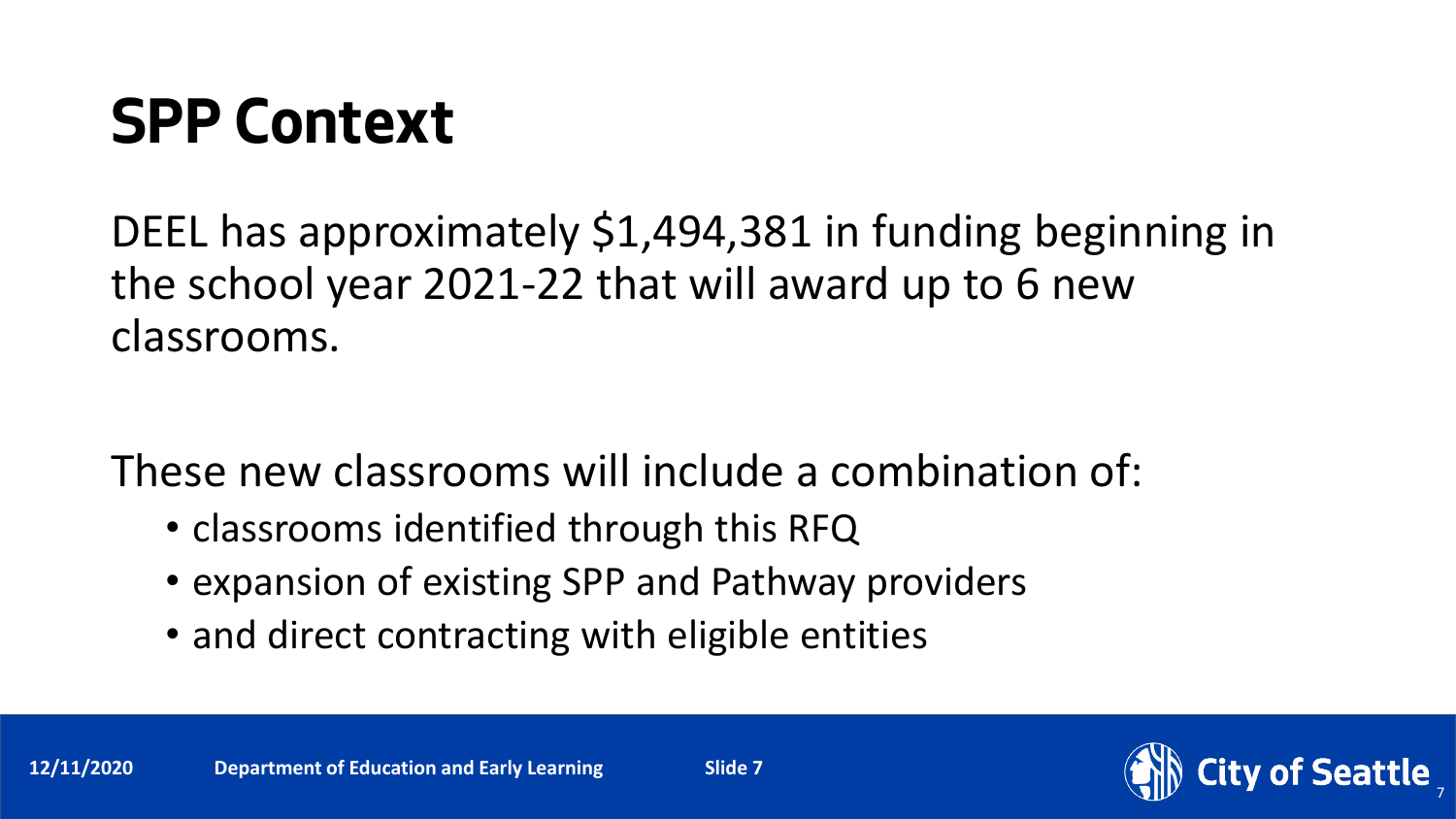# SPP Context

DEEL has approximately $1,494,381 in funding beginning in the school year 2021-22 that will award up to 6 new classrooms.

These new classrooms will include a combination of:

- classrooms identified through this RFQ
- expansion of existing SPP and Pathway providers
- and direct contracting with eligible entities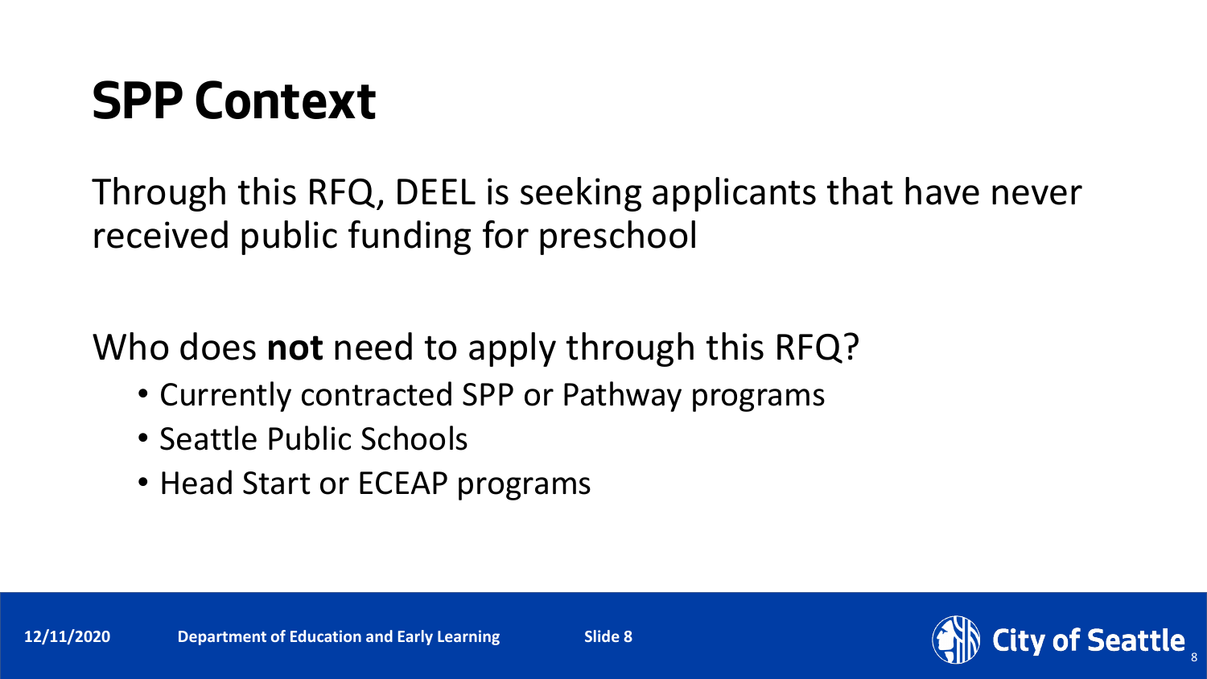# SPP Context

Through this RFQ, DEEL is seeking applicants that have never received public funding for preschool

Who does **not** need to apply through this RFQ?

- Currently contracted SPP or Pathway programs
- Seattle Public Schools
- Head Start or ECEAP programs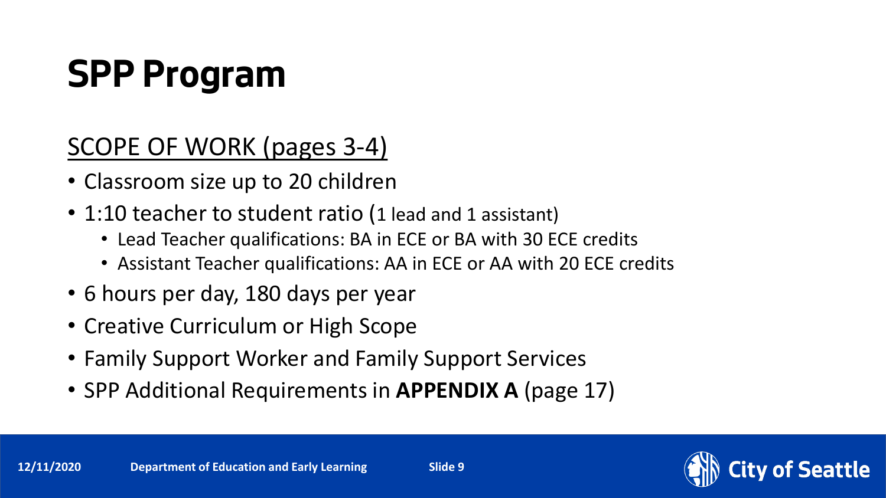# SPP Program

## SCOPE OF WORK (pages 3-4)

- Classroom size up to 20 children
- 1:10 teacher to student ratio (1 lead and 1 assistant)
  - Lead Teacher qualifications: BA in ECE or BA with 30 ECE credits
  - Assistant Teacher qualifications: AA in ECE or AA with 20 ECE credits
- 6 hours per day, 180 days per year
- Creative Curriculum or High Scope
- Family Support Worker and Family Support Services
- SPP Additional Requirements in **APPENDIX A** (page 17)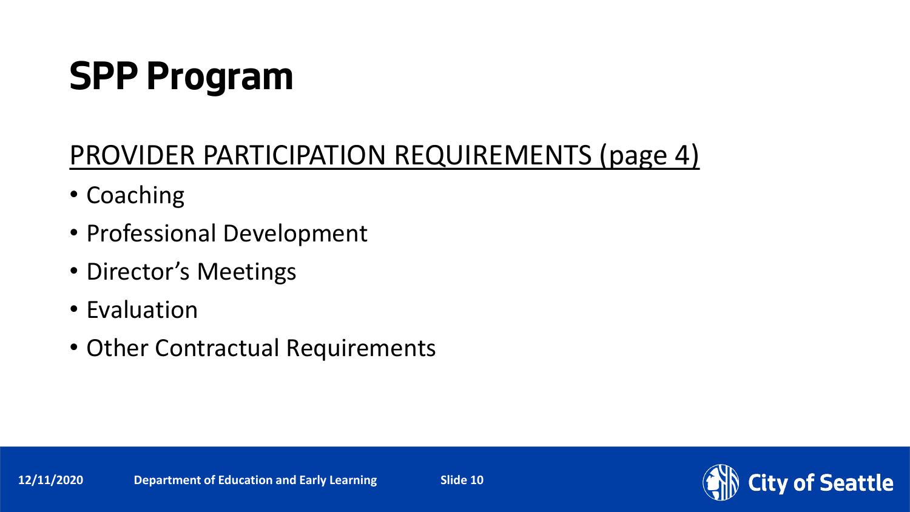# SPP Program

## PROVIDER PARTICIPATION REQUIREMENTS (page 4)

- Coaching
- Professional Development
- Director's Meetings
- Evaluation
- Other Contractual Requirements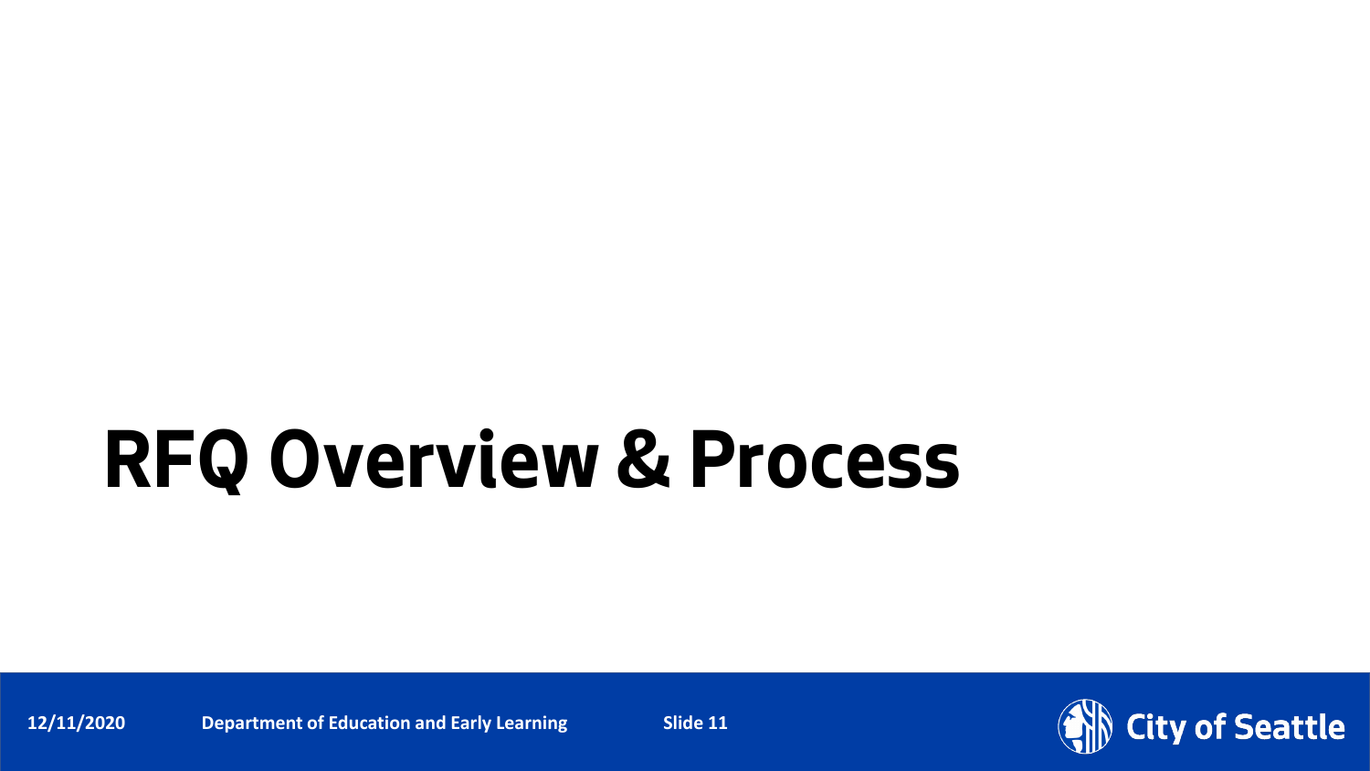# RFQ Overview & Process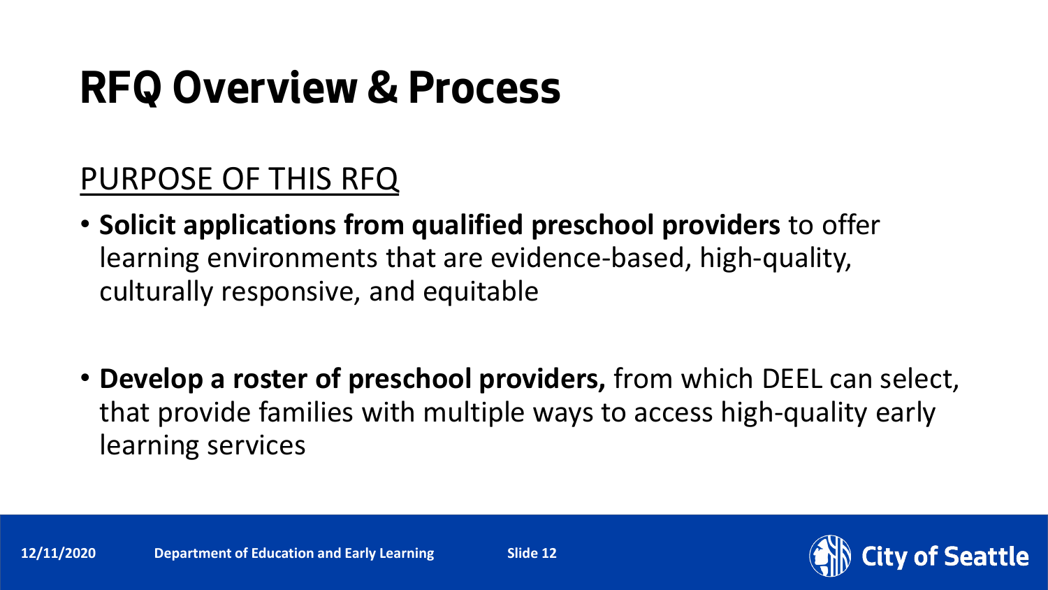# RFQ Overview & Process

## PURPOSE OF THIS RFQ

- **Solicit applications from qualified preschool providers** to offer learning environments that are evidence-based, high-quality, culturally responsive, and equitable
- **Develop a roster of preschool providers,** from which DEEL can select, that provide families with multiple ways to access high-quality early learning services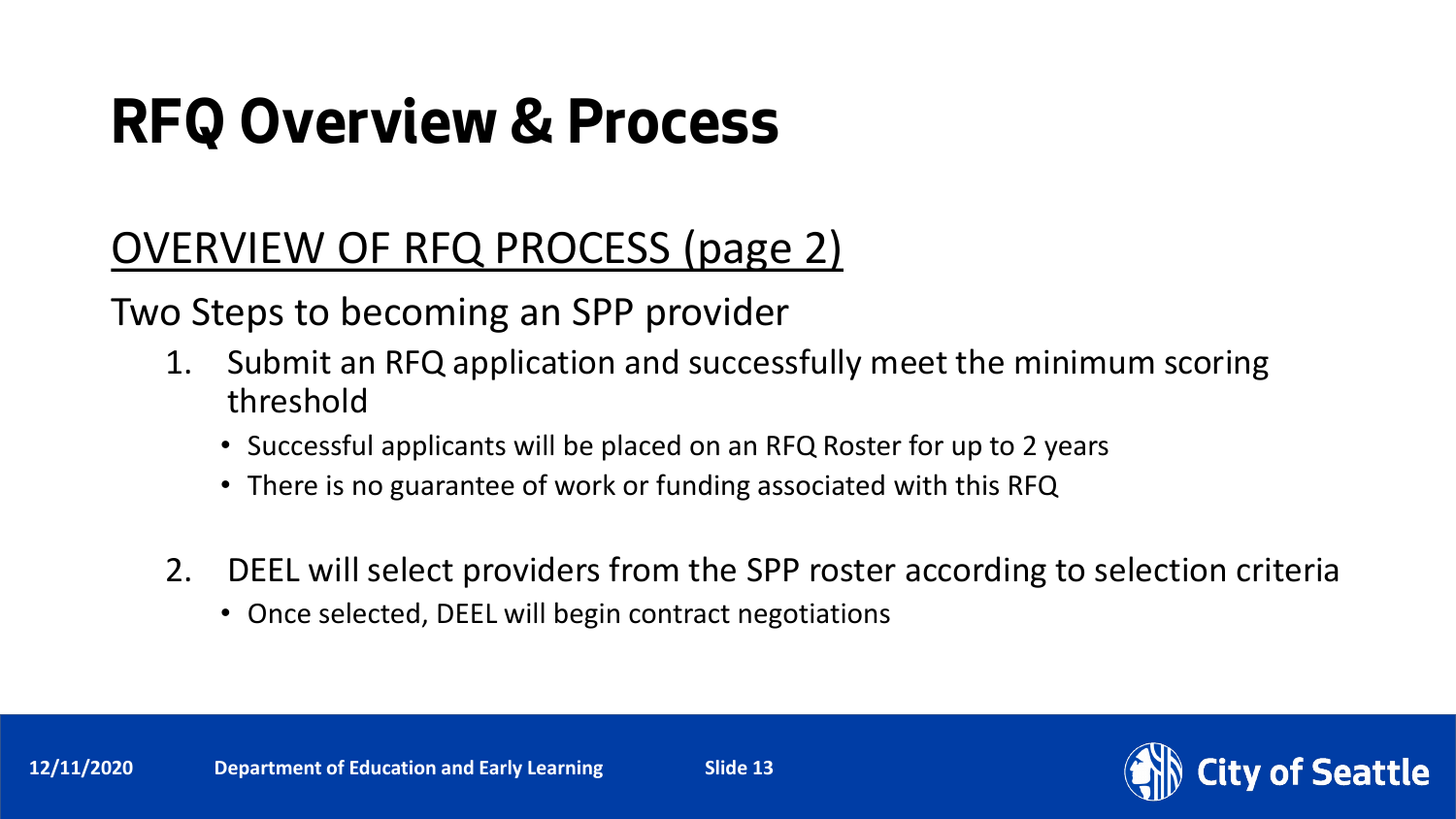# RFQ Overview & Process

## OVERVIEW OF RFQ PROCESS (page 2)

Two Steps to becoming an SPP provider

1. Submit an RFQ application and successfully meet the minimum scoring threshold
   - Successful applicants will be placed on an RFQ Roster for up to 2 years
   - There is no guarantee of work or funding associated with this RFQ
2. DEEL will select providers from the SPP roster according to selection criteria
   - Once selected, DEEL will begin contract negotiations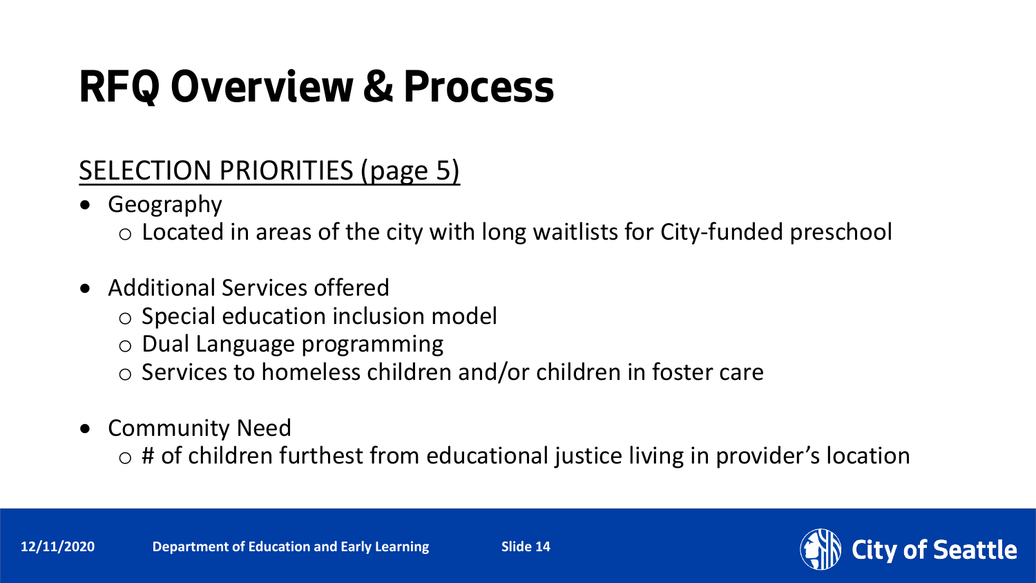# RFQ Overview & Process

SELECTION PRIORITIES (page 5)

- Geography
  - Located in areas of the city with long waitlists for City-funded preschool
- Additional Services offered
  - Special education inclusion model
  - Dual Language programming
  - Services to homeless children and/or children in foster care
- Community Need
  - # of children furthest from educational justice living in provider's location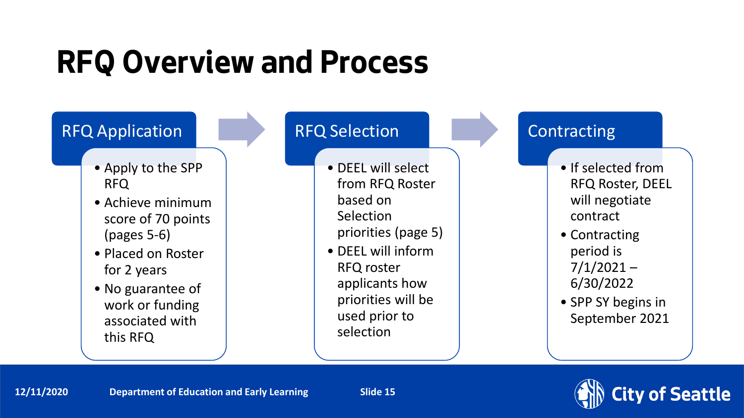# RFQ Overview and Process

## RFQ Application

- Apply to the SPP RFQ
- Achieve minimum score of 70 points (pages 5-6)
- Placed on Roster for 2 years
- No guarantee of work or funding associated with this RFQ

## RFQ Selection

- DEEL will select from RFQ Roster based on Selection priorities (page 5)
- DEEL will inform RFQ roster applicants how priorities will be used prior to selection

## Contracting

- If selected from RFQ Roster, DEEL will negotiate contract
- Contracting period is 7/1/2021 – 6/30/2022
- SPP SY begins in September 2021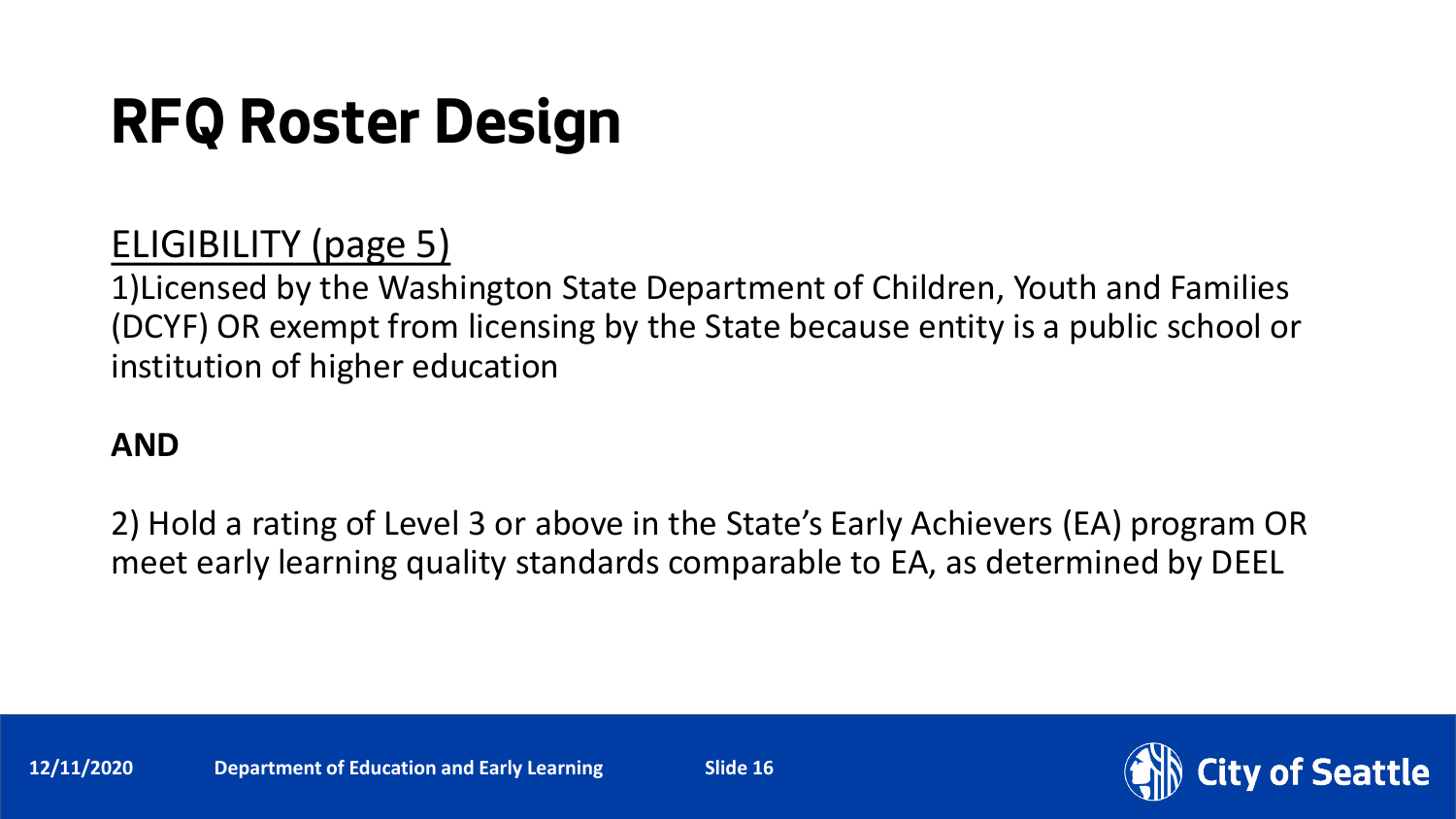# RFQ Roster Design

<u>ELIGIBILITY (page 5)</u>

1)Licensed by the Washington State Department of Children, Youth and Families (DCYF) OR exempt from licensing by the State because entity is a public school or institution of higher education

**AND**

2) Hold a rating of Level 3 or above in the State's Early Achievers (EA) program OR meet early learning quality standards comparable to EA, as determined by DEEL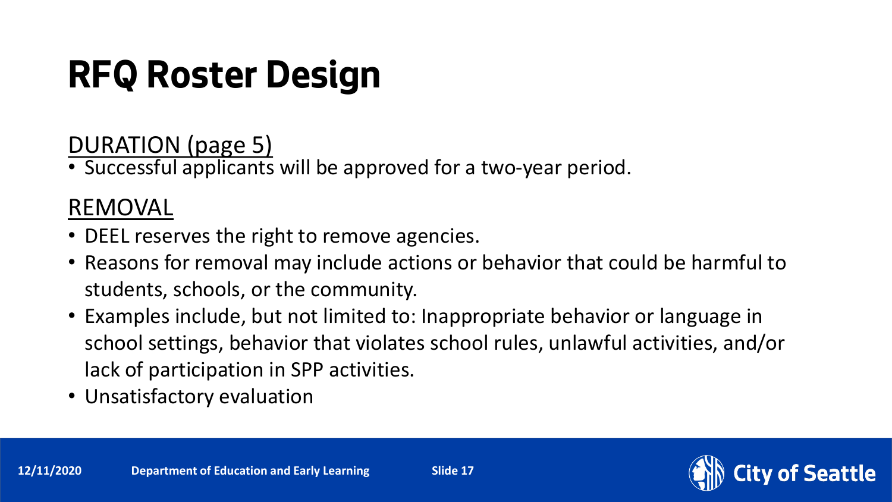# RFQ Roster Design

DURATION (page 5)

- Successful applicants will be approved for a two-year period.

REMOVAL

- DEEL reserves the right to remove agencies.
- Reasons for removal may include actions or behavior that could be harmful to students, schools, or the community.
- Examples include, but not limited to: Inappropriate behavior or language in school settings, behavior that violates school rules, unlawful activities, and/or lack of participation in SPP activities.
- Unsatisfactory evaluation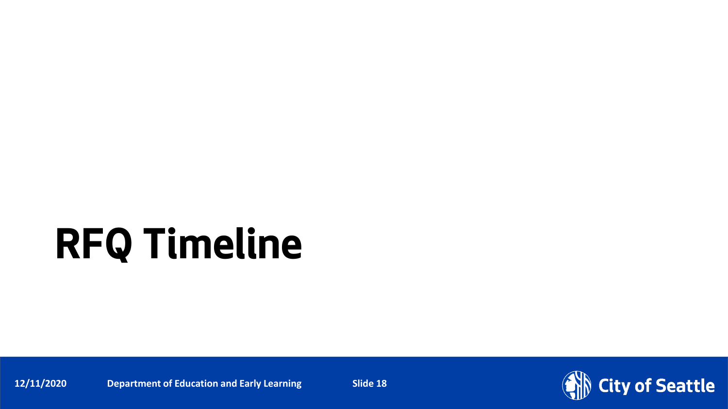# RFQ Timeline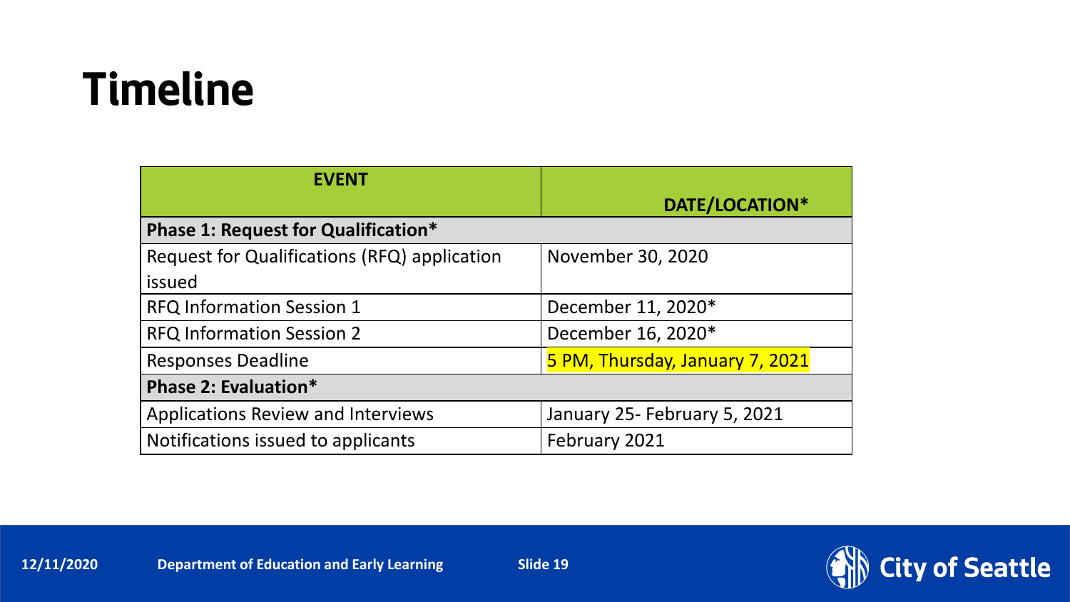# Timeline

| EVENT | DATE/LOCATION* |
| --- | --- |
| **Phase 1: Request for Qualification*** | |
| Request for Qualifications (RFQ) application issued | November 30, 2020 |
| RFQ Information Session 1 | December 11, 2020* |
| RFQ Information Session 2 | December 16, 2020* |
| Responses Deadline | 5 PM, Thursday, January 7, 2021 |
| **Phase 2: Evaluation*** | |
| Applications Review and Interviews | January 25- February 5, 2021 |
| Notifications issued to applicants | February 2021 |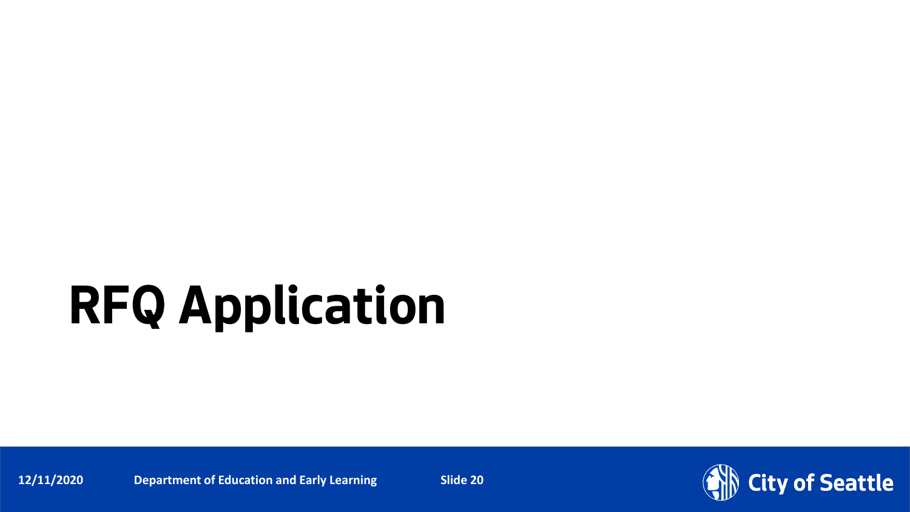# RFQ Application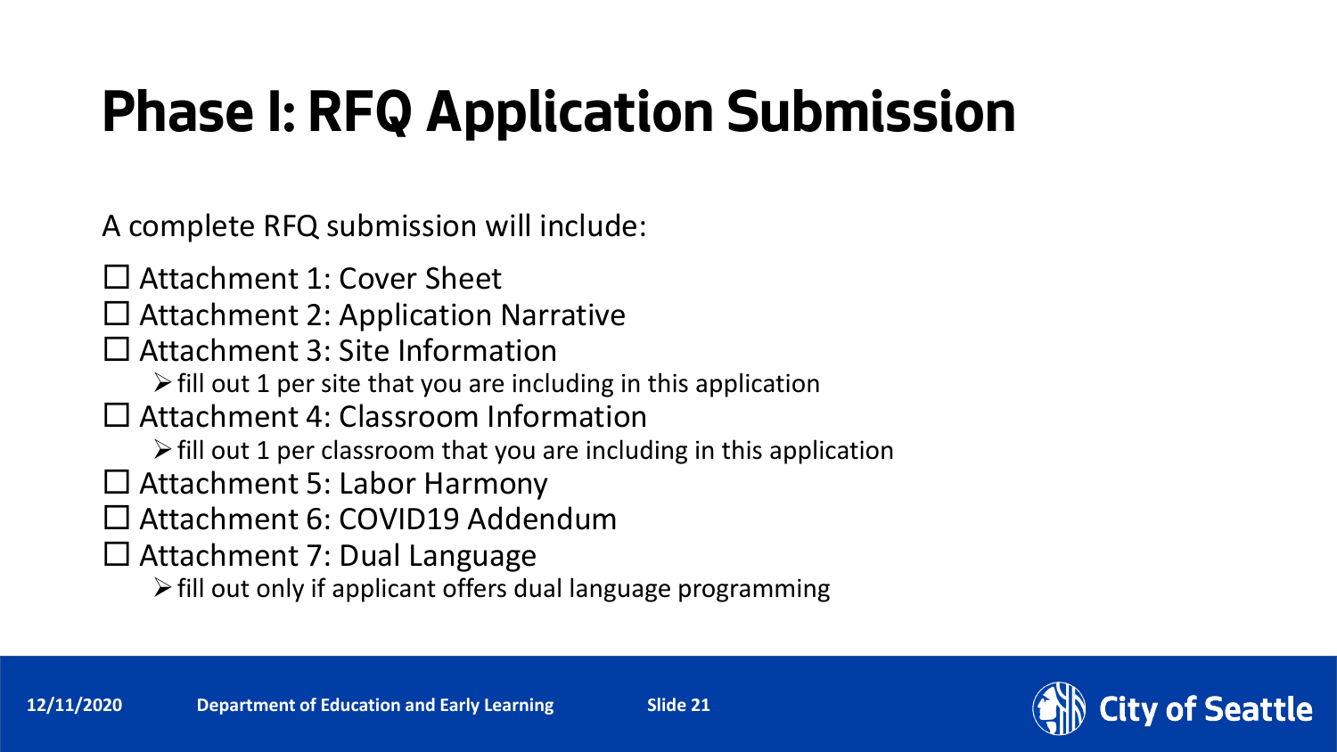# Phase I: RFQ Application Submission

A complete RFQ submission will include:

☐ Attachment 1: Cover Sheet

☐ Attachment 2: Application Narrative

☐ Attachment 3: Site Information

- fill out 1 per site that you are including in this application

☐ Attachment 4: Classroom Information

- fill out 1 per classroom that you are including in this application

☐ Attachment 5: Labor Harmony

☐ Attachment 6: COVID19 Addendum

☐ Attachment 7: Dual Language

- fill out only if applicant offers dual language programming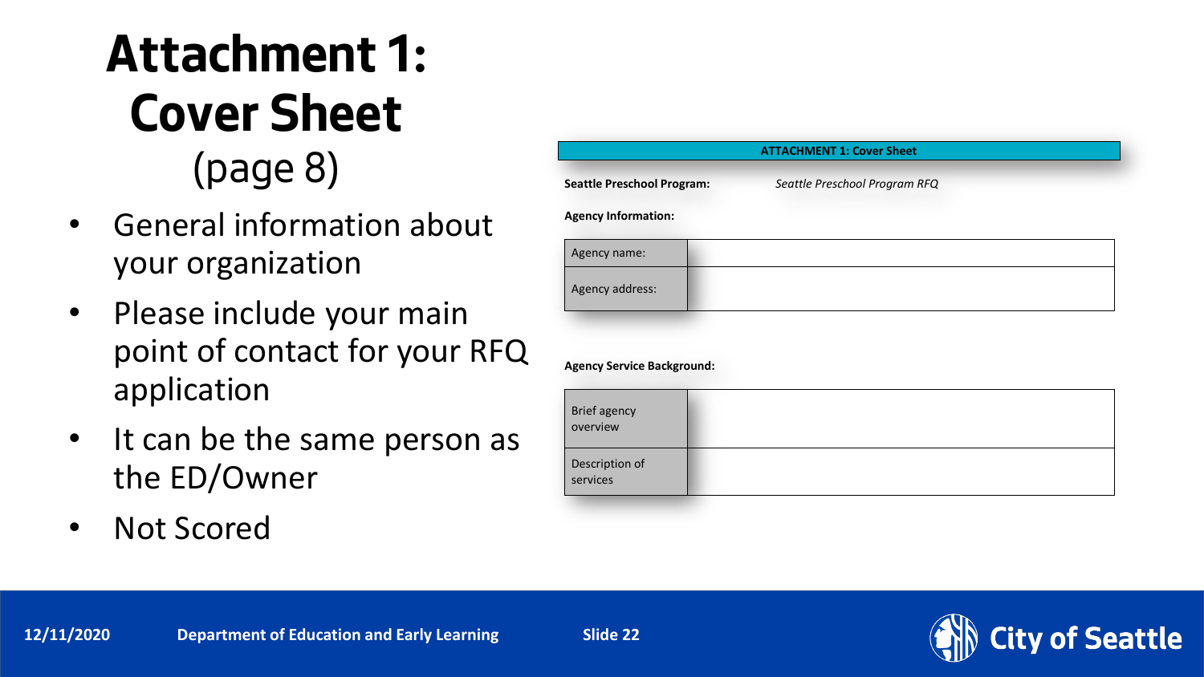# Attachment 1: Cover Sheet

(page 8)

- General information about your organization
- Please include your main point of contact for your RFQ application
- It can be the same person as the ED/Owner
- Not Scored

**ATTACHMENT 1: Cover Sheet**

**Seattle Preschool Program:** *Seattle Preschool Program RFQ*

**Agency Information:**

| Agency name: | |
|---|---|
| Agency address: | |

**Agency Service Background:**

| Brief agency overview | |
|---|---|
| Description of services | |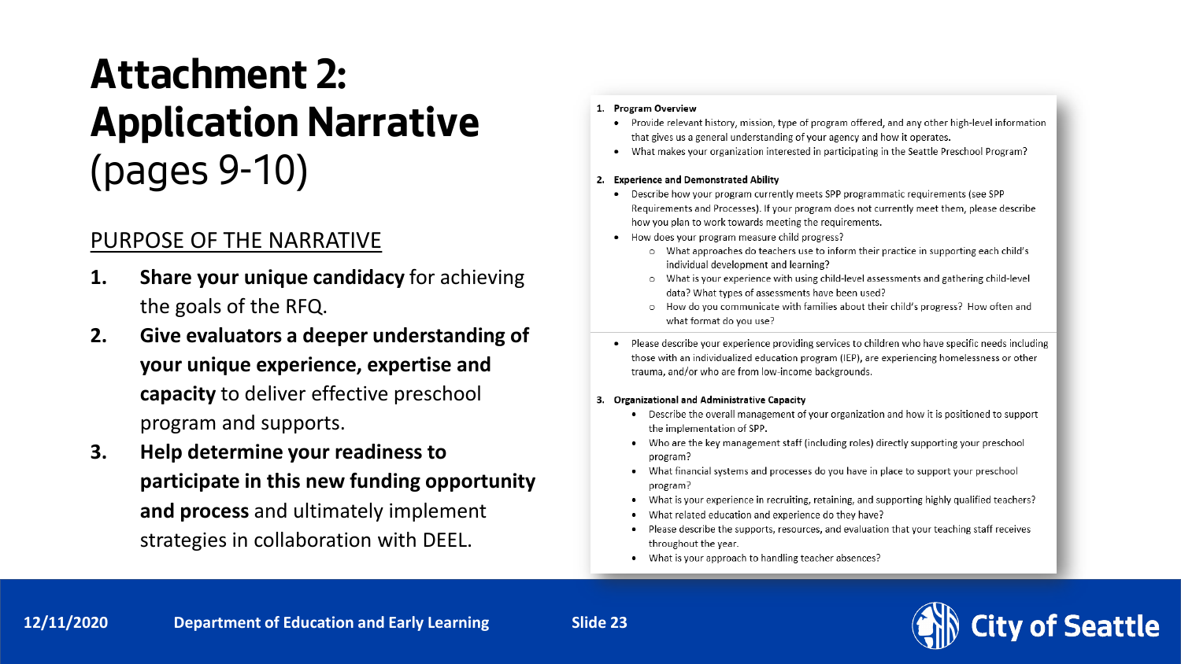# Attachment 2: Application Narrative (pages 9-10)

## PURPOSE OF THE NARRATIVE

1. **Share your unique candidacy** for achieving the goals of the RFQ.
2. **Give evaluators a deeper understanding of your unique experience, expertise and capacity** to deliver effective preschool program and supports.
3. **Help determine your readiness to participate in this new funding opportunity and process** and ultimately implement strategies in collaboration with DEEL.

**1. Program Overview**

- Provide relevant history, mission, type of program offered, and any other high-level information that gives us a general understanding of your agency and how it operates.
- What makes your organization interested in participating in the Seattle Preschool Program?

**2. Experience and Demonstrated Ability**

- Describe how your program currently meets SPP programmatic requirements (see SPP Requirements and Processes). If your program does not currently meet them, please describe how you plan to work towards meeting the requirements.
- How does your program measure child progress?
  - What approaches do teachers use to inform their practice in supporting each child's individual development and learning?
  - What is your experience with using child-level assessments and gathering child-level data? What types of assessments have been used?
  - How do you communicate with families about their child's progress? How often and what format do you use?
- Please describe your experience providing services to children who have specific needs including those with an individualized education program (IEP), are experiencing homelessness or other trauma, and/or who are from low-income backgrounds.

**3. Organizational and Administrative Capacity**

- Describe the overall management of your organization and how it is positioned to support the implementation of SPP.
- Who are the key management staff (including roles) directly supporting your preschool program?
- What financial systems and processes do you have in place to support your preschool program?
- What is your experience in recruiting, retaining, and supporting highly qualified teachers?
- What related education and experience do they have?
- Please describe the supports, resources, and evaluation that your teaching staff receives throughout the year.
- What is your approach to handling teacher absences?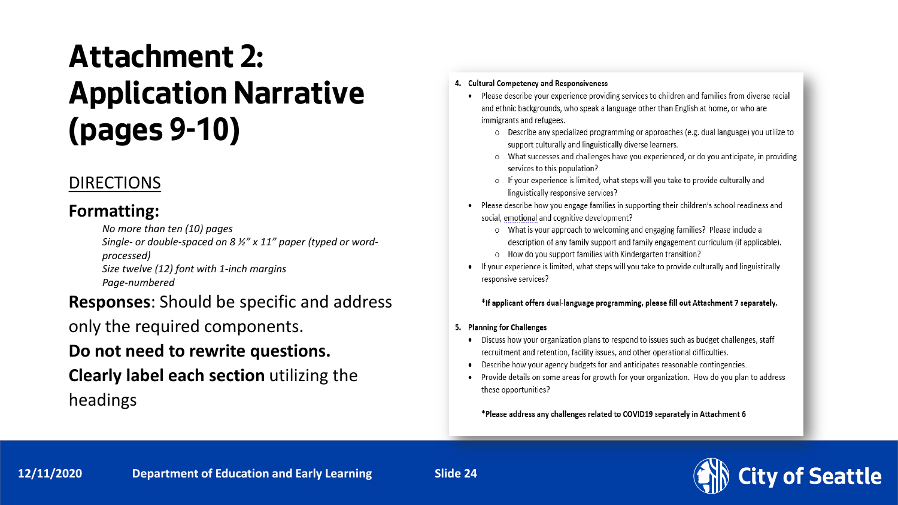# Attachment 2: Application Narrative (pages 9-10)

## DIRECTIONS

### Formatting:

*No more than ten (10) pages*
*Single- or double-spaced on 8 ½" x 11" paper (typed or word-processed)*
*Size twelve (12) font with 1-inch margins*
*Page-numbered*

**Responses**: Should be specific and address only the required components.

**Do not need to rewrite questions.**

**Clearly label each section** utilizing the headings

**4. Cultural Competency and Responsiveness**

- Please describe your experience providing services to children and families from diverse racial and ethnic backgrounds, who speak a language other than English at home, or who are immigrants and refugees.
  - Describe any specialized programming or approaches (e.g. dual language) you utilize to support culturally and linguistically diverse learners.
  - What successes and challenges have you experienced, or do you anticipate, in providing services to this population?
  - If your experience is limited, what steps will you take to provide culturally and linguistically responsive services?
- Please describe how you engage families in supporting their children's school readiness and social, emotional and cognitive development?
  - What is your approach to welcoming and engaging families? Please include a description of any family support and family engagement curriculum (if applicable).
  - How do you support families with Kindergarten transition?
- If your experience is limited, what steps will you take to provide culturally and linguistically responsive services?

**\*If applicant offers dual-language programming, please fill out Attachment 7 separately.**

**5. Planning for Challenges**

- Discuss how your organization plans to respond to issues such as budget challenges, staff recruitment and retention, facility issues, and other operational difficulties.
- Describe how your agency budgets for and anticipates reasonable contingencies.
- Provide details on some areas for growth for your organization. How do you plan to address these opportunities?

**\*Please address any challenges related to COVID19 separately in Attachment 6**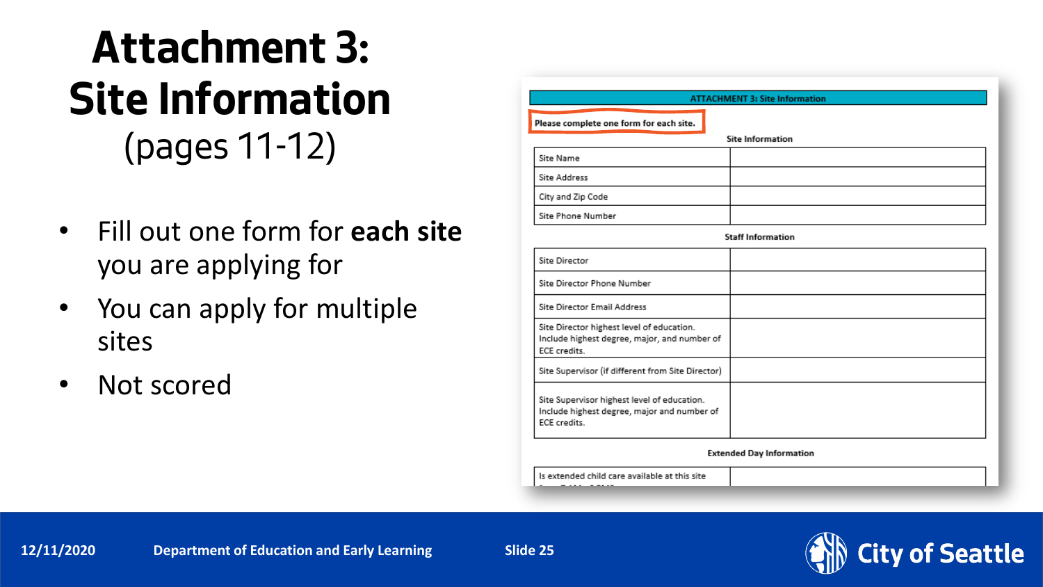# Attachment 3: Site Information

(pages 11-12)

- Fill out one form for **each site** you are applying for
- You can apply for multiple sites
- Not scored

**ATTACHMENT 3: Site Information**

**Please complete one form for each site.**

**Site Information**

| | |
|---|---|
| Site Name | |
| Site Address | |
| City and Zip Code | |
| Site Phone Number | |

**Staff Information**

| | |
|---|---|
| Site Director | |
| Site Director Phone Number | |
| Site Director Email Address | |
| Site Director highest level of education. Include highest degree, major, and number of ECE credits. | |
| Site Supervisor (if different from Site Director) | |
| Site Supervisor highest level of education. Include highest degree, major and number of ECE credits. | |

**Extended Day Information**

| | |
|---|---|
| Is extended child care available at this site | |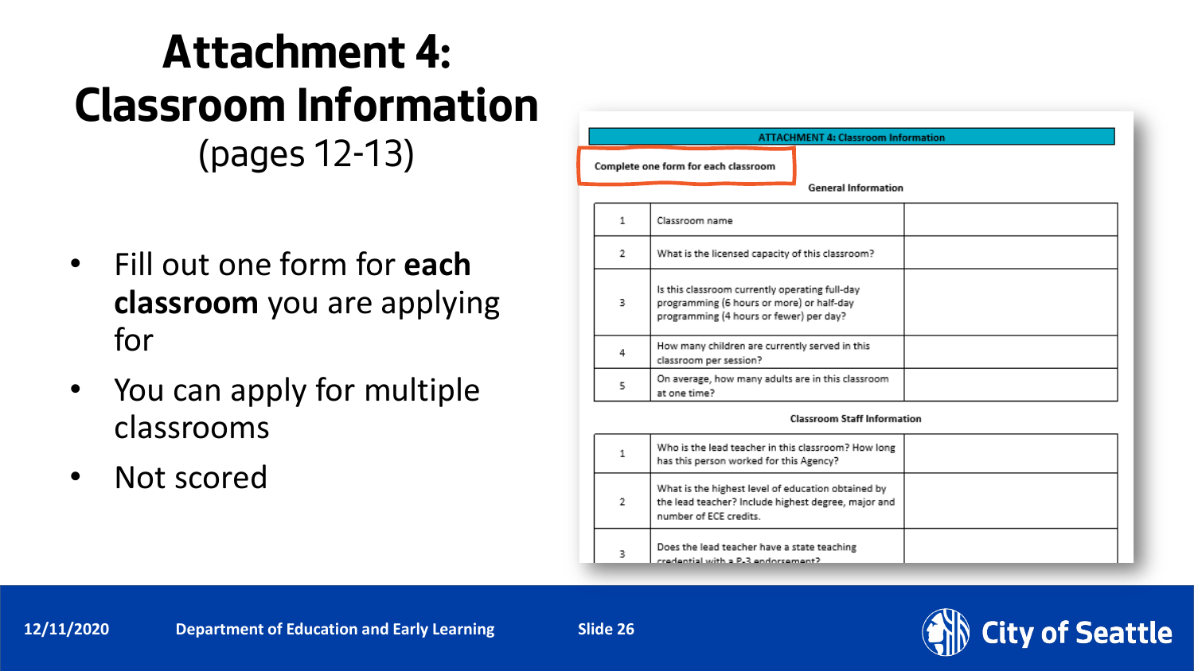# Attachment 4: Classroom Information

(pages 12-13)

- Fill out one form for **each classroom** you are applying for
- You can apply for multiple classrooms
- Not scored

**ATTACHMENT 4: Classroom Information**

**Complete one form for each classroom**

**General Information**

| | | |
|---|---|---|
| 1 | Classroom name | |
| 2 | What is the licensed capacity of this classroom? | |
| 3 | Is this classroom currently operating full-day programming (6 hours or more) or half-day programming (4 hours or fewer) per day? | |
| 4 | How many children are currently served in this classroom per session? | |
| 5 | On average, how many adults are in this classroom at one time? | |

**Classroom Staff Information**

| | | |
|---|---|---|
| 1 | Who is the lead teacher in this classroom? How long has this person worked for this Agency? | |
| 2 | What is the highest level of education obtained by the lead teacher? Include highest degree, major and number of ECE credits. | |
| 3 | Does the lead teacher have a state teaching credential with a P-3 endorsement? | |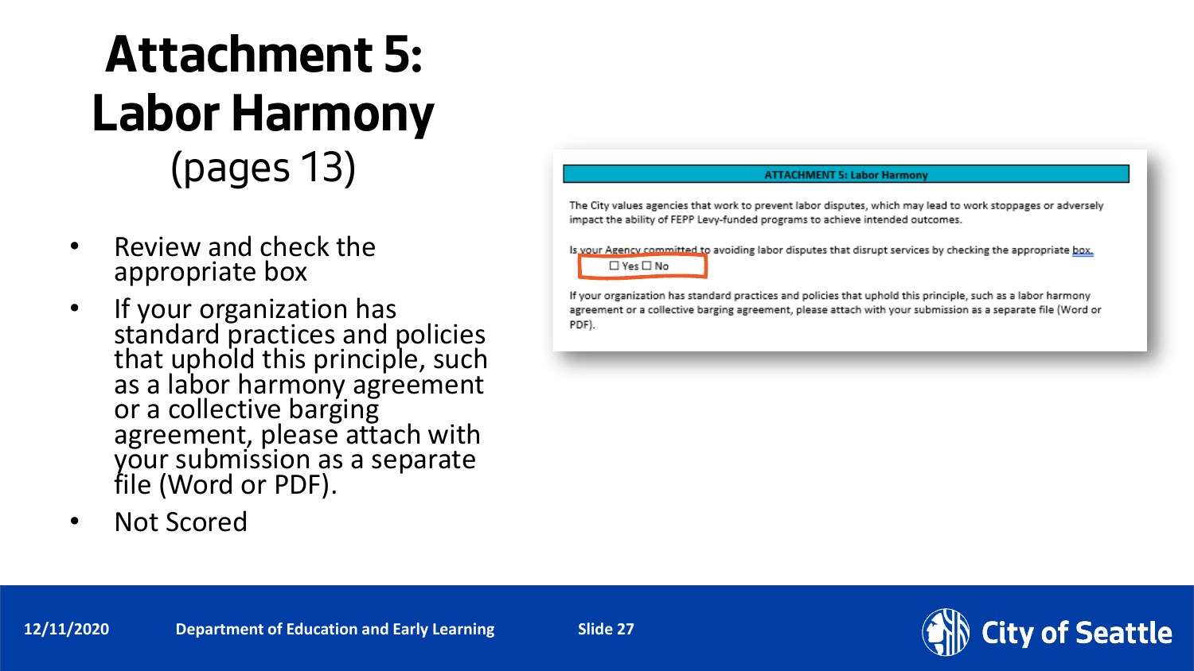# Attachment 5: Labor Harmony

(pages 13)

- Review and check the appropriate box
- If your organization has standard practices and policies that uphold this principle, such as a labor harmony agreement or a collective barging agreement, please attach with your submission as a separate file (Word or PDF).
- Not Scored

**ATTACHMENT 5: Labor Harmony**

The City values agencies that work to prevent labor disputes, which may lead to work stoppages or adversely impact the ability of FEPP Levy-funded programs to achieve intended outcomes.

Is your Agency committed to avoiding labor disputes that disrupt services by checking the appropriate box.

☐ Yes ☐ No

If your organization has standard practices and policies that uphold this principle, such as a labor harmony agreement or a collective barging agreement, please attach with your submission as a separate file (Word or PDF).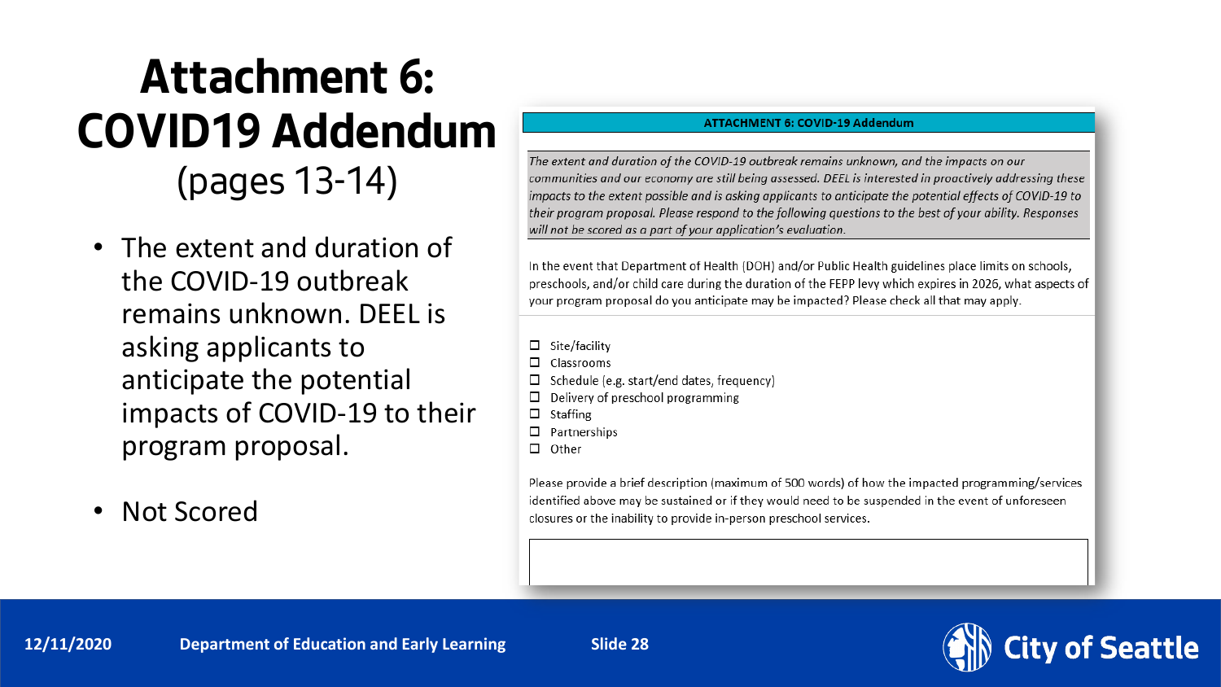# Attachment 6: COVID19 Addendum

(pages 13-14)

- The extent and duration of the COVID-19 outbreak remains unknown. DEEL is asking applicants to anticipate the potential impacts of COVID-19 to their program proposal.
- Not Scored

**ATTACHMENT 6: COVID-19 Addendum**

*The extent and duration of the COVID-19 outbreak remains unknown, and the impacts on our communities and our economy are still being assessed. DEEL is interested in proactively addressing these impacts to the extent possible and is asking applicants to anticipate the potential effects of COVID-19 to their program proposal. Please respond to the following questions to the best of your ability. Responses will not be scored as a part of your application's evaluation.*

In the event that Department of Health (DOH) and/or Public Health guidelines place limits on schools, preschools, and/or child care during the duration of the FEPP levy which expires in 2026, what aspects of your program proposal do you anticipate may be impacted? Please check all that may apply.

- ☐ Site/facility
- ☐ Classrooms
- ☐ Schedule (e.g. start/end dates, frequency)
- ☐ Delivery of preschool programming
- ☐ Staffing
- ☐ Partnerships
- ☐ Other

Please provide a brief description (maximum of 500 words) of how the impacted programming/services identified above may be sustained or if they would need to be suspended in the event of unforeseen closures or the inability to provide in-person preschool services.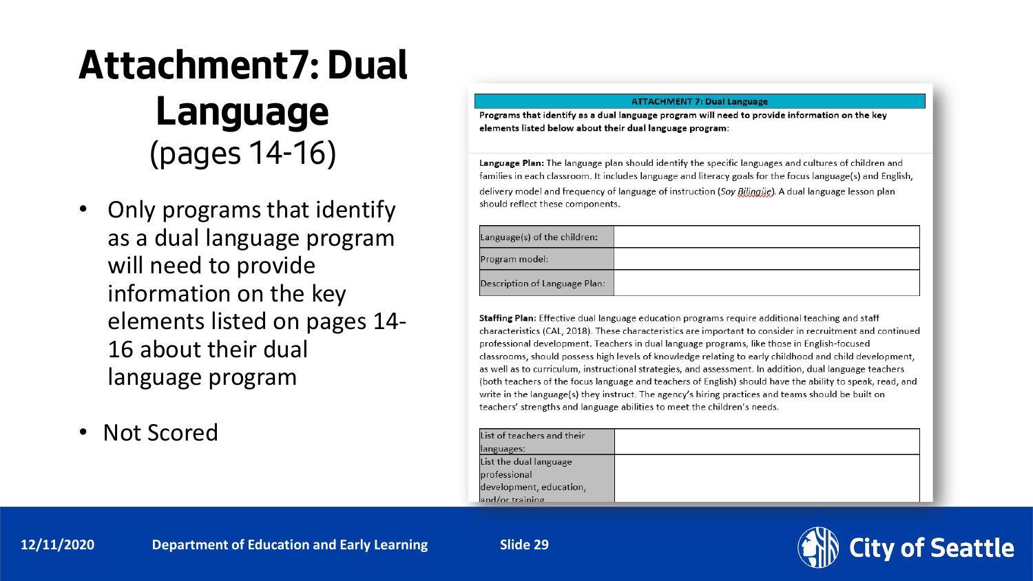# Attachment7: Dual Language (pages 14-16)

- Only programs that identify as a dual language program will need to provide information on the key elements listed on pages 14-16 about their dual language program
- Not Scored

**ATTACHMENT 7: Dual Language**

**Programs that identify as a dual language program will need to provide information on the key elements listed below about their dual language program:**

**Language Plan:** The language plan should identify the specific languages and cultures of children and families in each classroom. It includes language and literacy goals for the focus language(s) and English, delivery model and frequency of language of instruction (*Soy Bilingüe*). A dual language lesson plan should reflect these components.

| Language(s) of the children: | |
|---|---|
| Program model: | |
| Description of Language Plan: | |

**Staffing Plan:** Effective dual language education programs require additional teaching and staff characteristics (CAL, 2018). These characteristics are important to consider in recruitment and continued professional development. Teachers in dual language programs, like those in English-focused classrooms, should possess high levels of knowledge relating to early childhood and child development, as well as to curriculum, instructional strategies, and assessment. In addition, dual language teachers (both teachers of the focus language and teachers of English) should have the ability to speak, read, and write in the language(s) they instruct. The agency's hiring practices and teams should be built on teachers' strengths and language abilities to meet the children's needs.

| List of teachers and their languages: | |
|---|---|
| List the dual language professional development, education, and/or training | |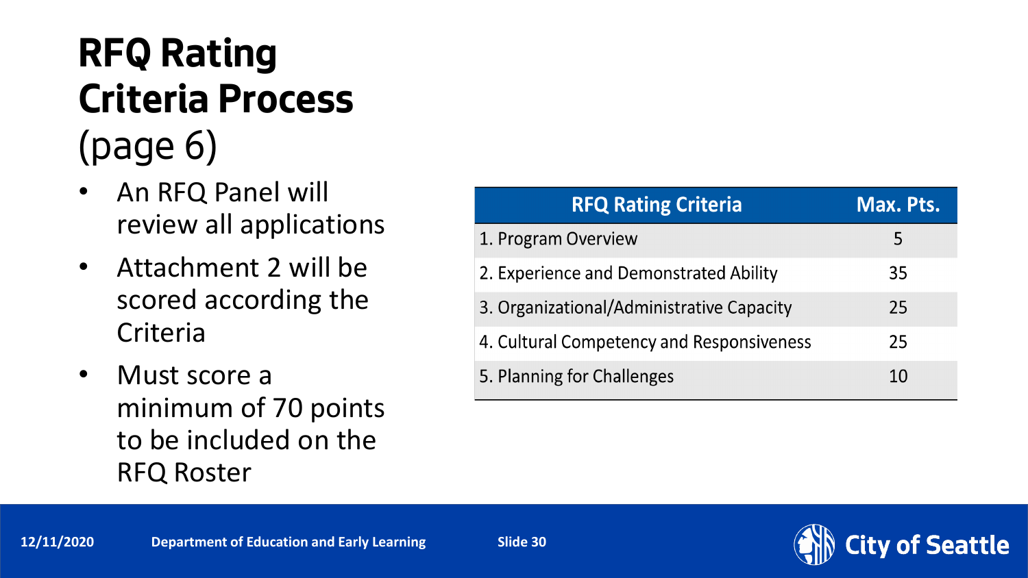# RFQ Rating Criteria Process (page 6)

- An RFQ Panel will review all applications
- Attachment 2 will be scored according the Criteria
- Must score a minimum of 70 points to be included on the RFQ Roster

| RFQ Rating Criteria | Max. Pts. |
| --- | --- |
| 1. Program Overview | 5 |
| 2. Experience and Demonstrated Ability | 35 |
| 3. Organizational/Administrative Capacity | 25 |
| 4. Cultural Competency and Responsiveness | 25 |
| 5. Planning for Challenges | 10 |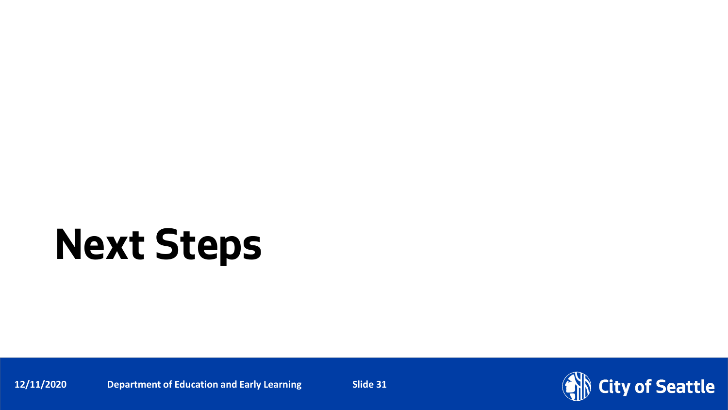# Next Steps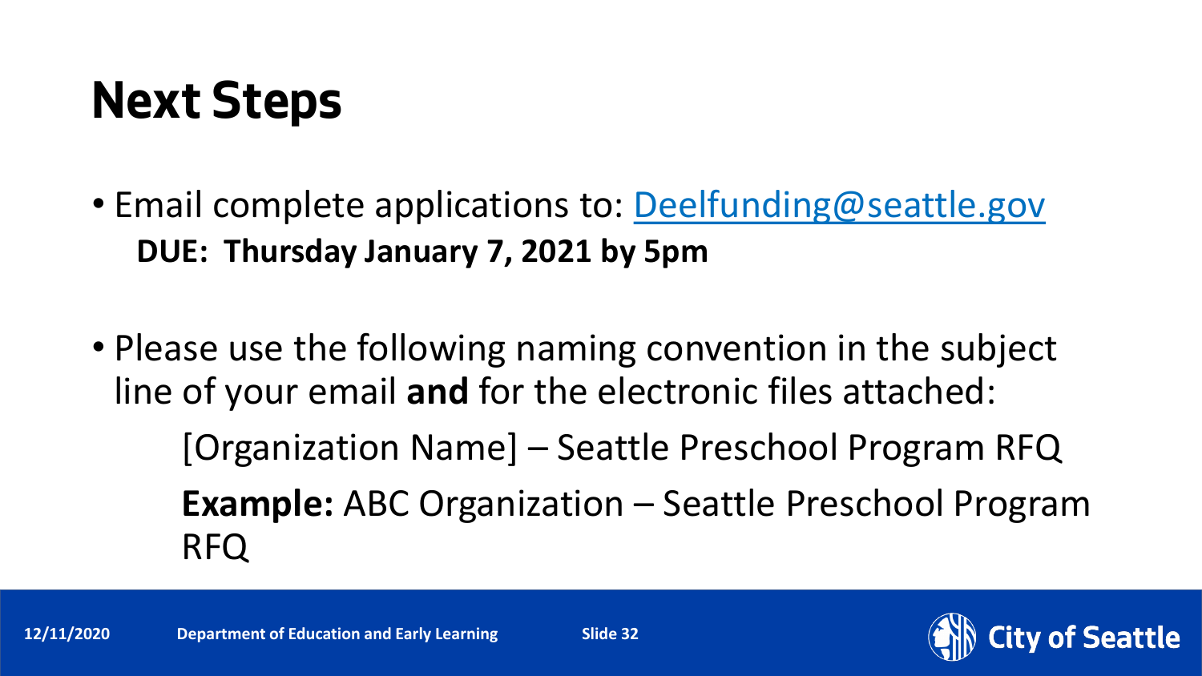# Next Steps

- Email complete applications to: Deelfunding@seattle.gov

  **DUE: Thursday January 7, 2021 by 5pm**

- Please use the following naming convention in the subject line of your email **and** for the electronic files attached:

  [Organization Name] – Seattle Preschool Program RFQ

  **Example:** ABC Organization – Seattle Preschool Program RFQ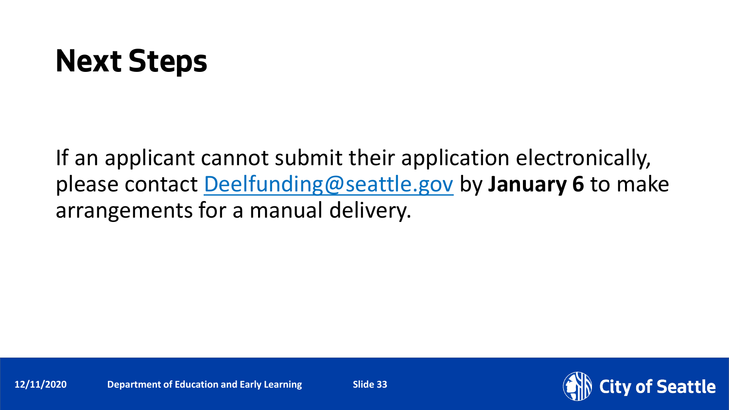# Next Steps

If an applicant cannot submit their application electronically, please contact [Deelfunding@seattle.gov](mailto:Deelfunding@seattle.gov) by **January 6** to make arrangements for a manual delivery.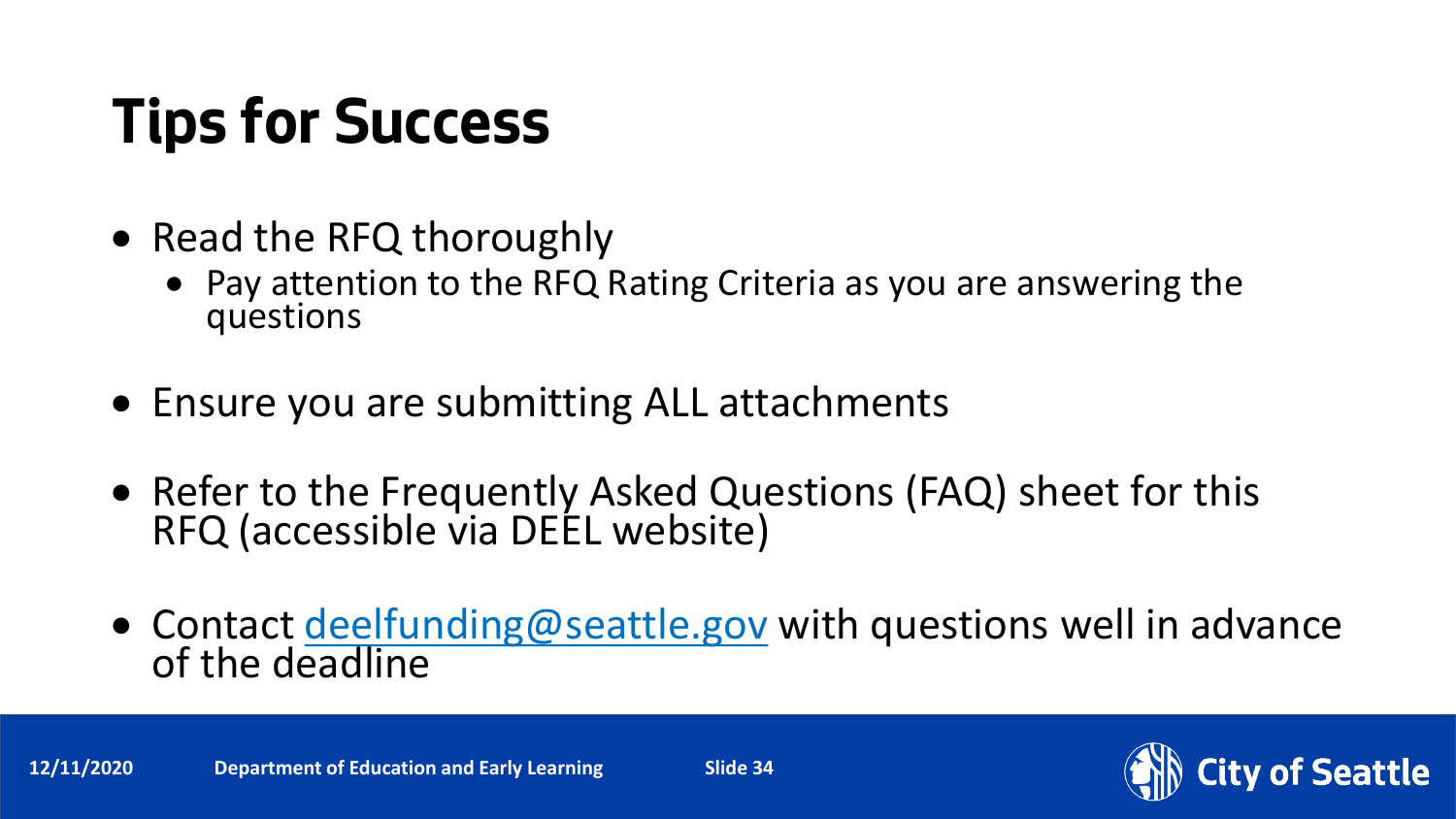# Tips for Success

- Read the RFQ thoroughly
  - Pay attention to the RFQ Rating Criteria as you are answering the questions
- Ensure you are submitting ALL attachments
- Refer to the Frequently Asked Questions (FAQ) sheet for this RFQ (accessible via DEEL website)
- Contact deelfunding@seattle.gov with questions well in advance of the deadline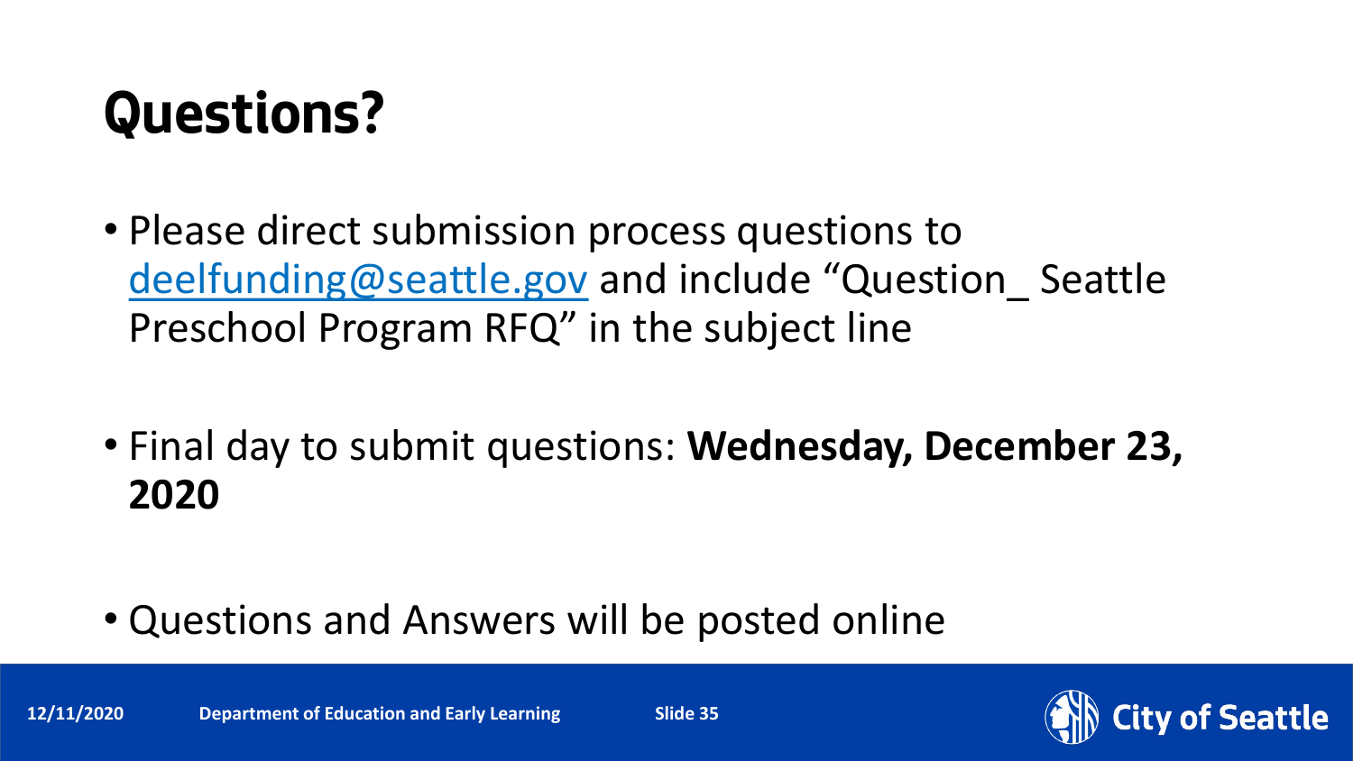# Questions?

- Please direct submission process questions to deelfunding@seattle.gov and include "Question_ Seattle Preschool Program RFQ" in the subject line

- Final day to submit questions: **Wednesday, December 23, 2020**

- Questions and Answers will be posted online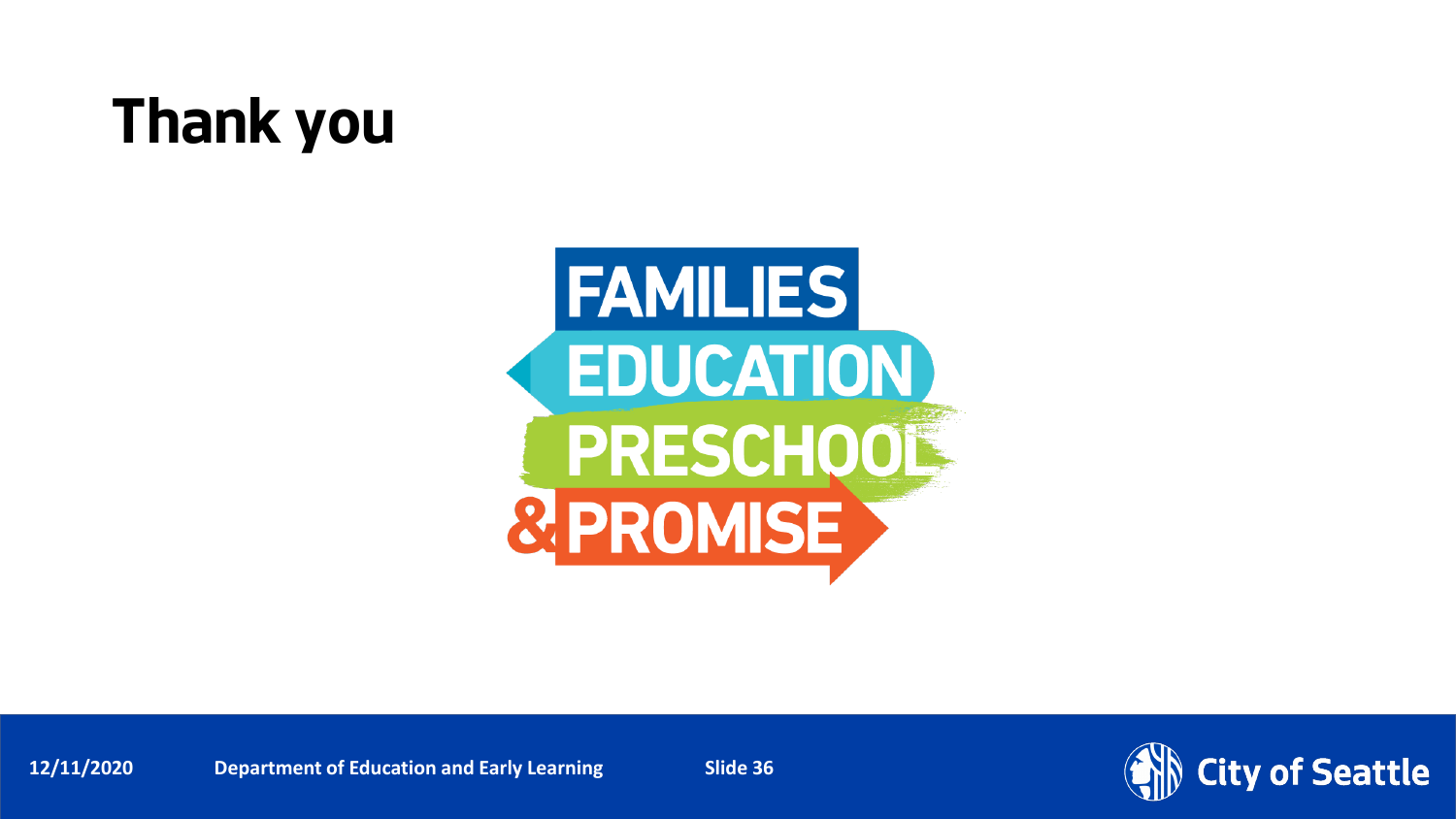# Thank you

FAMILIES
EDUCATION
PRESCHOOL
& PROMISE